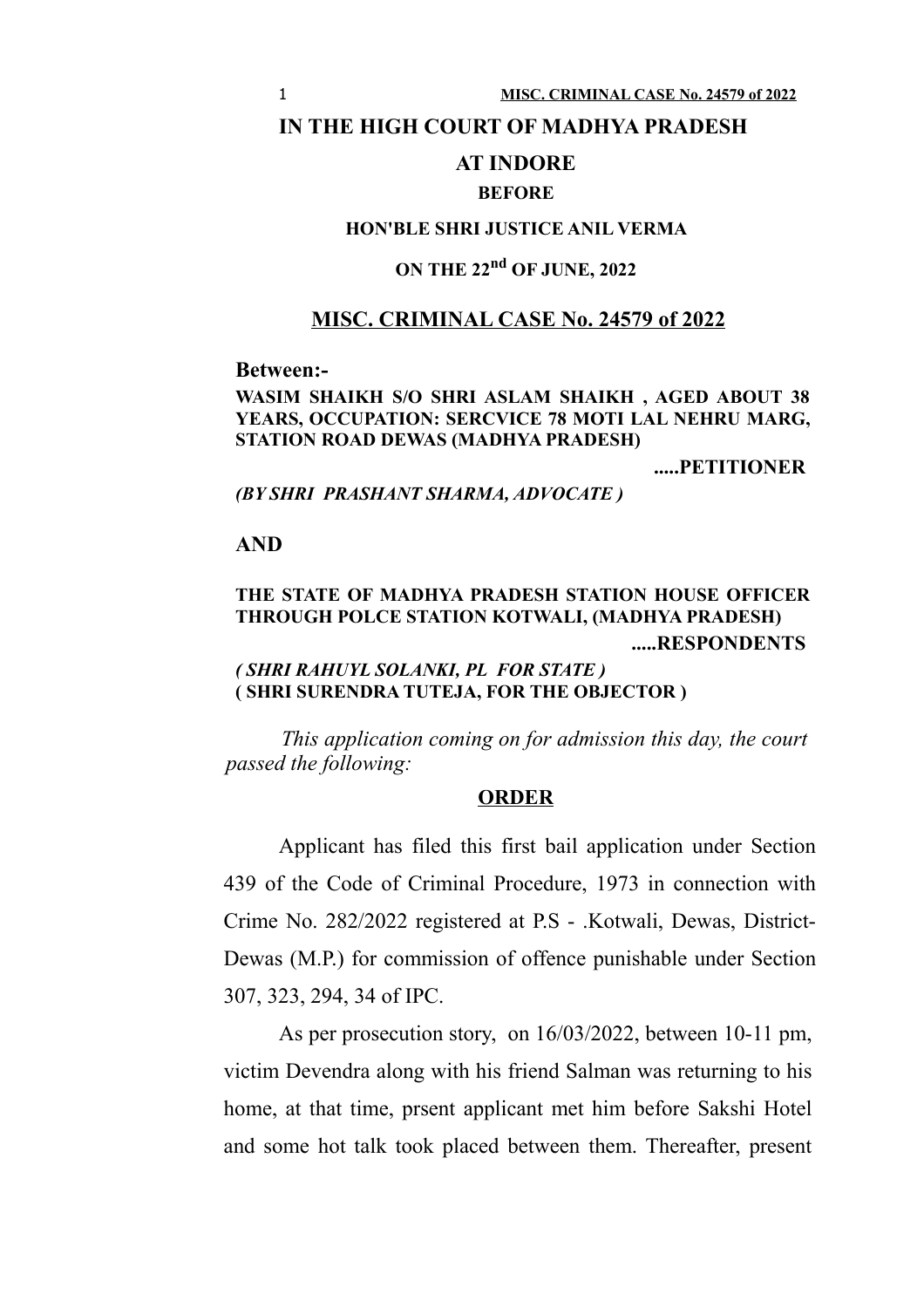# IN THE HIGH COURT OF MADHYA PRADESH

# AT INDORE

### BEFORE

### HON'BLE SHRI JUSTICE ANIL VERMA

### ON THE 22nd OF JUNE, 2022

## MISC. CRIMINAL CASE No. 24579 of 2022

**Between:-**

**WASIM SHAIKH S/O SHRI ASLAM SHAIKH , AGED ABOUT 38 YEARS, OCCUPATION: SERCVICE 78 MOTI LAL NEHRU MARG, STATION ROAD DEWAS (MADHYA PRADESH)**

**.....PETITIONER**

***(BY SHRI PRASHANT SHARMA, ADVOCATE )***

**AND**

**THE STATE OF MADHYA PRADESH STATION HOUSE OFFICER THROUGH POLCE STATION KOTWALI, (MADHYA PRADESH)**

**.....RESPONDENTS**

***( SHRI RAHUYL SOLANKI, PL FOR STATE )***
**( SHRI SURENDRA TUTEJA, FOR THE OBJECTOR )**

*This application coming on for admission this day, the court passed the following:*

## ORDER

Applicant has filed this first bail application under Section 439 of the Code of Criminal Procedure, 1973 in connection with Crime No. 282/2022 registered at P.S - .Kotwali, Dewas, District-Dewas (M.P.) for commission of offence punishable under Section 307, 323, 294, 34 of IPC.

As per prosecution story, on 16/03/2022, between 10-11 pm, victim Devendra along with his friend Salman was returning to his home, at that time, prsent applicant met him before Sakshi Hotel and some hot talk took placed between them. Thereafter, present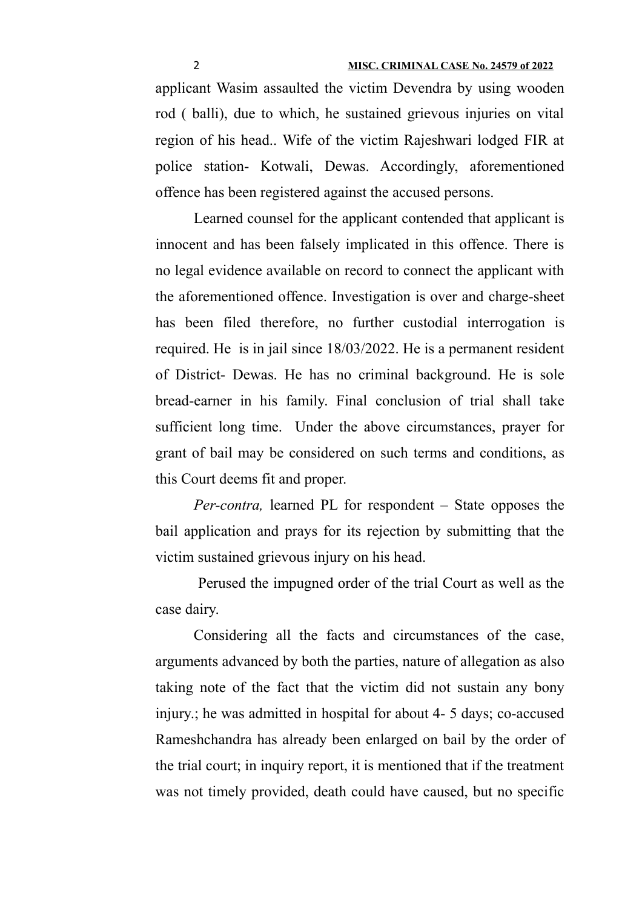applicant Wasim assaulted the victim Devendra by using wooden rod ( balli), due to which, he sustained grievous injuries on vital region of his head.. Wife of the victim Rajeshwari lodged FIR at police station- Kotwali, Dewas. Accordingly, aforementioned offence has been registered against the accused persons.

Learned counsel for the applicant contended that applicant is innocent and has been falsely implicated in this offence. There is no legal evidence available on record to connect the applicant with the aforementioned offence. Investigation is over and charge-sheet has been filed therefore, no further custodial interrogation is required. He is in jail since 18/03/2022. He is a permanent resident of District- Dewas. He has no criminal background. He is sole bread-earner in his family. Final conclusion of trial shall take sufficient long time. Under the above circumstances, prayer for grant of bail may be considered on such terms and conditions, as this Court deems fit and proper.

*Per-contra,* learned PL for respondent – State opposes the bail application and prays for its rejection by submitting that the victim sustained grievous injury on his head.

Perused the impugned order of the trial Court as well as the case dairy.

Considering all the facts and circumstances of the case, arguments advanced by both the parties, nature of allegation as also taking note of the fact that the victim did not sustain any bony injury.; he was admitted in hospital for about 4- 5 days; co-accused Rameshchandra has already been enlarged on bail by the order of the trial court; in inquiry report, it is mentioned that if the treatment was not timely provided, death could have caused, but no specific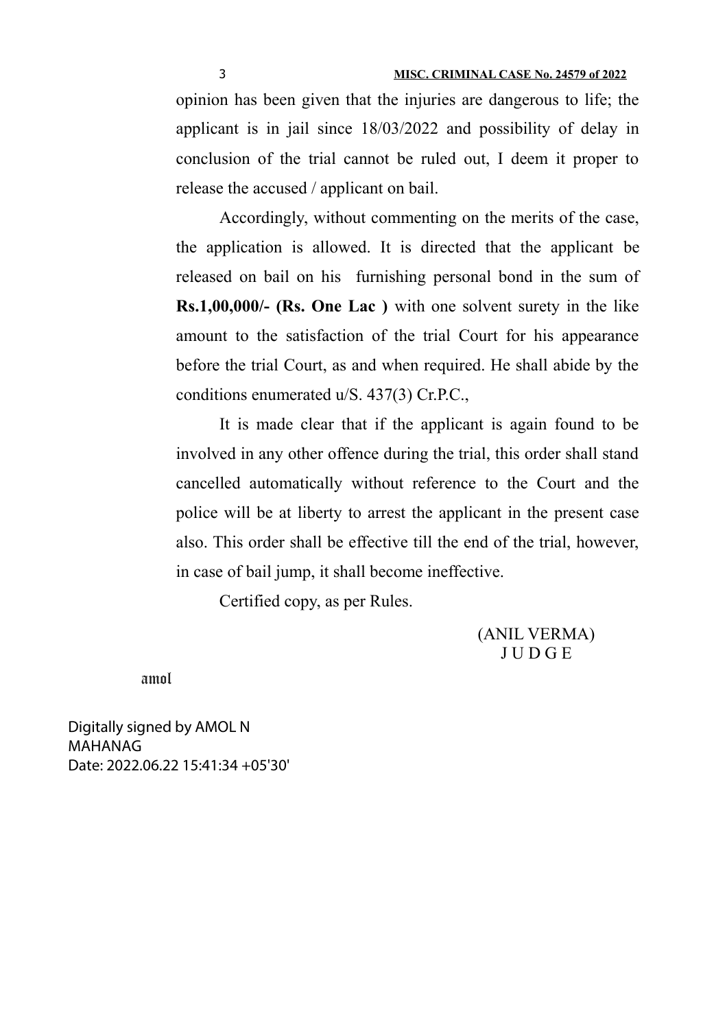opinion has been given that the injuries are dangerous to life; the applicant is in jail since 18/03/2022 and possibility of delay in conclusion of the trial cannot be ruled out, I deem it proper to release the accused / applicant on bail.

Accordingly, without commenting on the merits of the case, the application is allowed. It is directed that the applicant be released on bail on his furnishing personal bond in the sum of **Rs.1,00,000/- (Rs. One Lac )** with one solvent surety in the like amount to the satisfaction of the trial Court for his appearance before the trial Court, as and when required. He shall abide by the conditions enumerated u/S. 437(3) Cr.P.C.,

It is made clear that if the applicant is again found to be involved in any other offence during the trial, this order shall stand cancelled automatically without reference to the Court and the police will be at liberty to arrest the applicant in the present case also. This order shall be effective till the end of the trial, however, in case of bail jump, it shall become ineffective.

Certified copy, as per Rules.

(ANIL VERMA)
J U D G E

amol

Digitally signed by AMOL N MAHANAG
Date: 2022.06.22 15:41:34 +05'30'